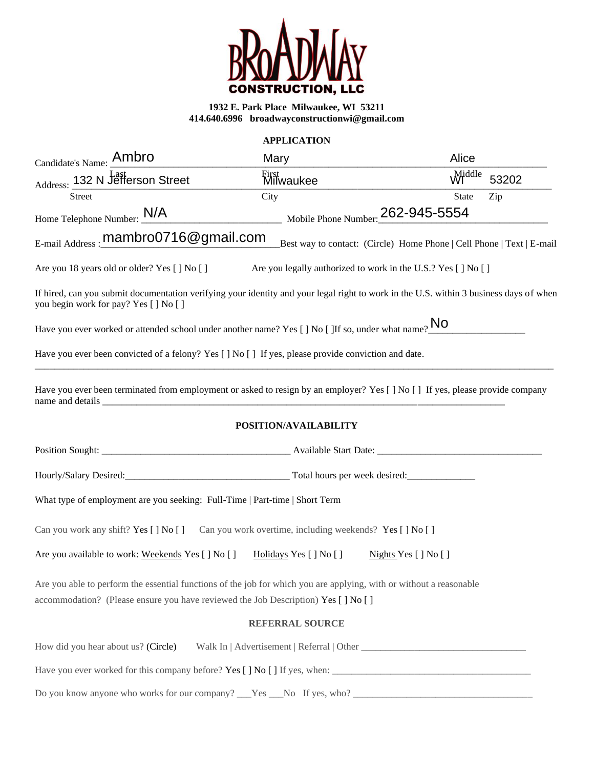BROADWAY CONSTRUCTION, LLC

**1932 E. Park Place Milwaukee, WI 53211**
**414.640.6996 broadwayconstructionwi@gmail.com**

**APPLICATION**

Candidate's Name: Ambro (Last) Mary (First) Alice (Middle)

Address: 132 N Jefferson Street (Street) Milwaukee (City) WI (State) 53202 (Zip)

Home Telephone Number: N/A Mobile Phone Number: 262-945-5554

E-mail Address : mambro0716@gmail.com Best way to contact: (Circle) Home Phone | Cell Phone | Text | E-mail

Are you 18 years old or older? Yes [ ] No [ ] Are you legally authorized to work in the U.S.? Yes [ ] No [ ]

If hired, can you submit documentation verifying your identity and your legal right to work in the U.S. within 3 business days of when you begin work for pay? Yes [ ] No [ ]

Have you ever worked or attended school under another name? Yes [ ] No [ ]If so, under what name? No

Have you ever been convicted of a felony? Yes [ ] No [ ] If yes, please provide conviction and date.

______________________________________________________________________________

Have you ever been terminated from employment or asked to resign by an employer? Yes [ ] No [ ] If yes, please provide company name and details ______________________________________________________________

**POSITION/AVAILABILITY**

Position Sought: ______________________________ Available Start Date: ______________________________

Hourly/Salary Desired: ______________________________ Total hours per week desired: ____________

What type of employment are you seeking: Full-Time | Part-time | Short Term

Can you work any shift? Yes [ ] No [ ] Can you work overtime, including weekends? Yes [ ] No [ ]

Are you available to work: Weekends Yes [ ] No [ ] Holidays Yes [ ] No [ ] Nights Yes [ ] No [ ]

Are you able to perform the essential functions of the job for which you are applying, with or without a reasonable accommodation? (Please ensure you have reviewed the Job Description) Yes [ ] No [ ]

**REFERRAL SOURCE**

How did you hear about us? (Circle) Walk In | Advertisement | Referral | Other ______________________________

Have you ever worked for this company before? Yes [ ] No [ ] If yes, when: ______________________________

Do you know anyone who works for our company? ___Yes ___No If yes, who? ______________________________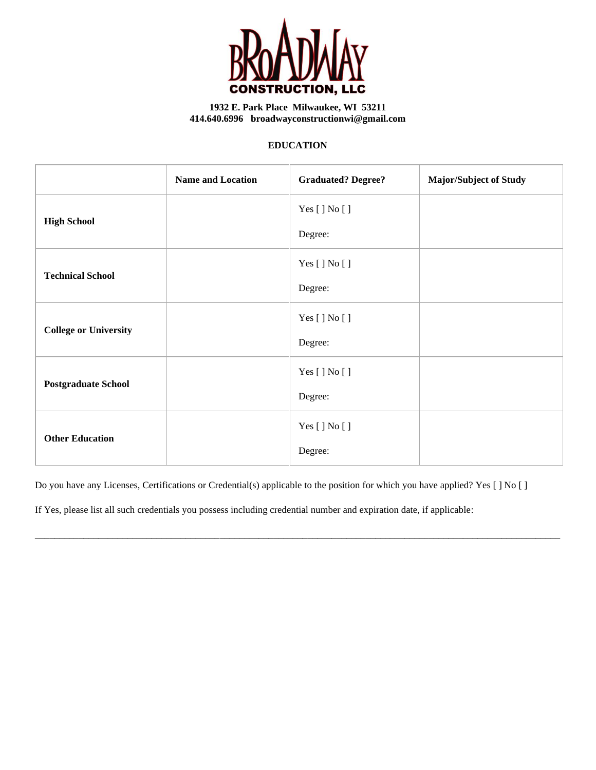**BROADWAY CONSTRUCTION, LLC**

**1932 E. Park Place Milwaukee, WI 53211**
**414.640.6996 broadwayconstructionwi@gmail.com**

## EDUCATION

| | **Name and Location** | **Graduated? Degree?** | **Major/Subject of Study** |
|---|---|---|---|
| **High School** | | Yes [ ] No [ ]<br>Degree: | |
| **Technical School** | | Yes [ ] No [ ]<br>Degree: | |
| **College or University** | | Yes [ ] No [ ]<br>Degree: | |
| **Postgraduate School** | | Yes [ ] No [ ]<br>Degree: | |
| **Other Education** | | Yes [ ] No [ ]<br>Degree: | |

Do you have any Licenses, Certifications or Credential(s) applicable to the position for which you have applied? Yes [ ] No [ ]

If Yes, please list all such credentials you possess including credential number and expiration date, if applicable:

______________________________________________________________________________________________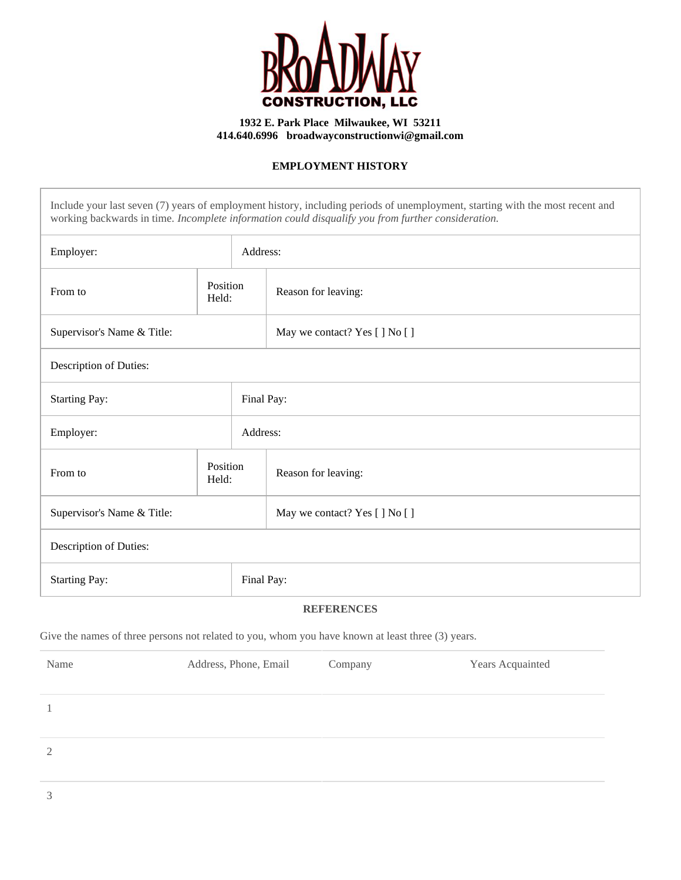# BROADWAY CONSTRUCTION, LLC

**1932 E. Park Place Milwaukee, WI 53211**
**414.640.6996 broadwayconstructionwi@gmail.com**

## EMPLOYMENT HISTORY

Include your last seven (7) years of employment history, including periods of unemployment, starting with the most recent and working backwards in time. *Incomplete information could disqualify you from further consideration.*

| | | |
|---|---|---|
| Employer: | Address: | |
| From to | Position Held: | Reason for leaving: |
| Supervisor's Name & Title: | | May we contact? Yes [ ] No [ ] |
| Description of Duties: | | |
| Starting Pay: | Final Pay: | |
| Employer: | Address: | |
| From to | Position Held: | Reason for leaving: |
| Supervisor's Name & Title: | | May we contact? Yes [ ] No [ ] |
| Description of Duties: | | |
| Starting Pay: | Final Pay: | |

## REFERENCES

Give the names of three persons not related to you, whom you have known at least three (3) years.

| Name | Address, Phone, Email | Company | Years Acquainted |
|---|---|---|---|
| 1 | | | |
| 2 | | | |
| 3 | | | |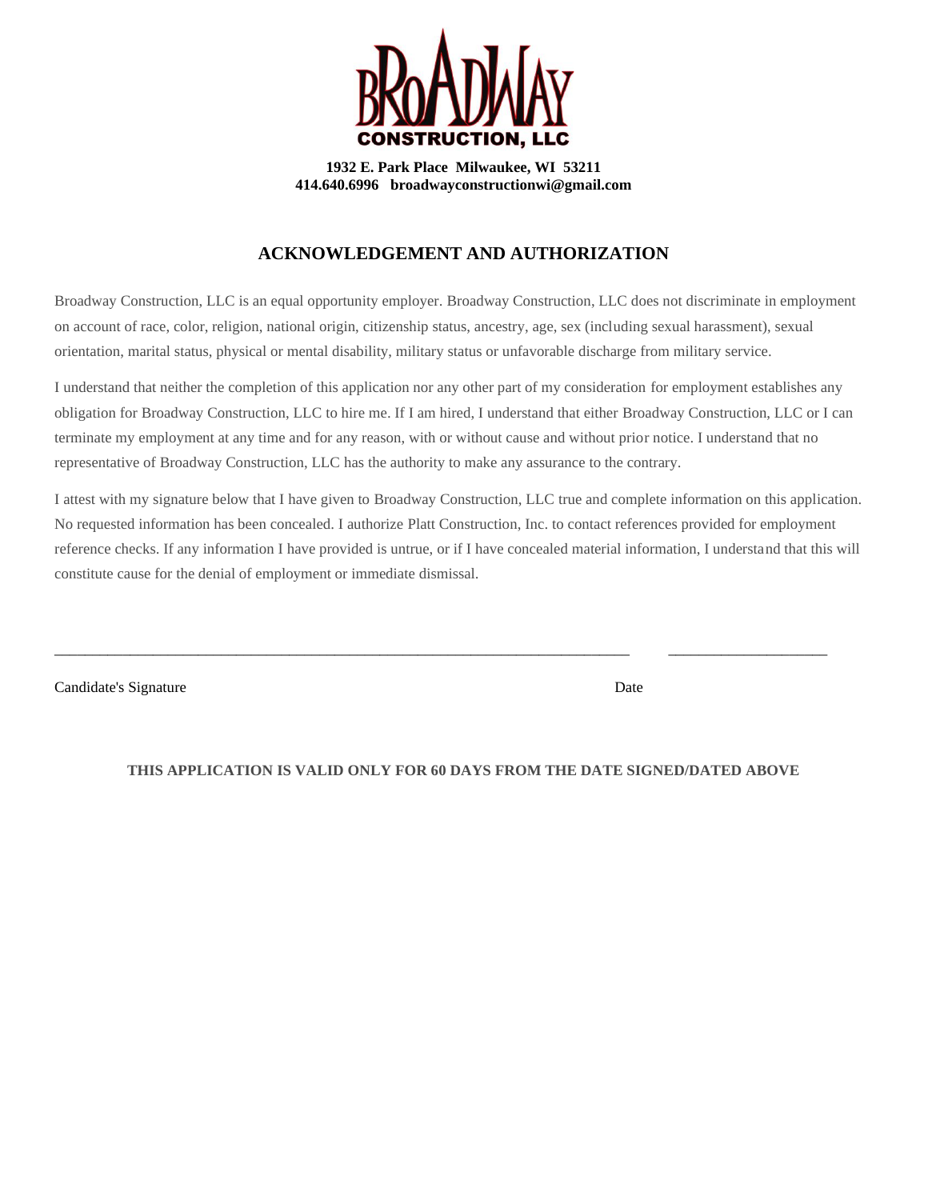**BROADWAY CONSTRUCTION, LLC**

**1932 E. Park Place Milwaukee, WI 53211**
**414.640.6996 broadwayconstructionwi@gmail.com**

## ACKNOWLEDGEMENT AND AUTHORIZATION

Broadway Construction, LLC is an equal opportunity employer. Broadway Construction, LLC does not discriminate in employment on account of race, color, religion, national origin, citizenship status, ancestry, age, sex (including sexual harassment), sexual orientation, marital status, physical or mental disability, military status or unfavorable discharge from military service.

I understand that neither the completion of this application nor any other part of my consideration for employment establishes any obligation for Broadway Construction, LLC to hire me. If I am hired, I understand that either Broadway Construction, LLC or I can terminate my employment at any time and for any reason, with or without cause and without prior notice. I understand that no representative of Broadway Construction, LLC has the authority to make any assurance to the contrary.

I attest with my signature below that I have given to Broadway Construction, LLC true and complete information on this application. No requested information has been concealed. I authorize Platt Construction, Inc. to contact references provided for employment reference checks. If any information I have provided is untrue, or if I have concealed material information, I understand that this will constitute cause for the denial of employment or immediate dismissal.

\_\_\_\_\_\_\_\_\_\_\_\_\_\_\_\_\_\_\_\_\_\_\_\_\_\_\_\_\_\_\_\_\_\_\_\_\_\_\_\_\_\_\_\_\_\_\_\_\_\_\_\_\_\_\_\_\_\_\_\_ \_\_\_\_\_\_\_\_\_\_\_\_\_\_\_\_\_\_\_\_

Candidate's Signature Date

**THIS APPLICATION IS VALID ONLY FOR 60 DAYS FROM THE DATE SIGNED/DATED ABOVE**